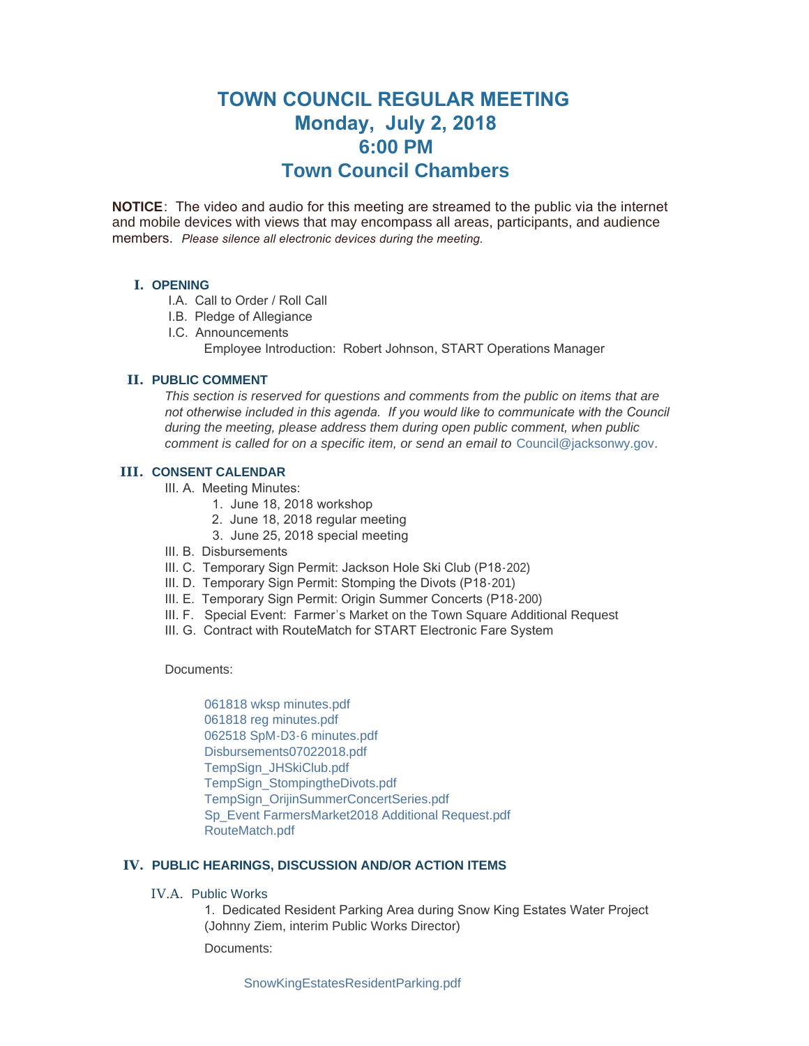# TOWN COUNCIL REGULAR MEETING
## Monday, July 2, 2018
## 6:00 PM
## Town Council Chambers

**NOTICE**: The video and audio for this meeting are streamed to the public via the internet and mobile devices with views that may encompass all areas, participants, and audience members. *Please silence all electronic devices during the meeting.*

### I. OPENING

I.A. Call to Order / Roll Call

I.B. Pledge of Allegiance

I.C. Announcements

Employee Introduction: Robert Johnson, START Operations Manager

### II. PUBLIC COMMENT

*This section is reserved for questions and comments from the public on items that are not otherwise included in this agenda. If you would like to communicate with the Council during the meeting, please address them during open public comment, when public comment is called for on a specific item, or send an email to* Council@jacksonwy.gov.

### III. CONSENT CALENDAR

III. A. Meeting Minutes:
1. June 18, 2018 workshop
2. June 18, 2018 regular meeting
3. June 25, 2018 special meeting

III. B. Disbursements

III. C. Temporary Sign Permit: Jackson Hole Ski Club (P18-202)

III. D. Temporary Sign Permit: Stomping the Divots (P18-201)

III. E. Temporary Sign Permit: Origin Summer Concerts (P18-200)

III. F. Special Event: Farmer's Market on the Town Square Additional Request

III. G. Contract with RouteMatch for START Electronic Fare System

Documents:

061818 wksp minutes.pdf
061818 reg minutes.pdf
062518 SpM-D3-6 minutes.pdf
Disbursements07022018.pdf
TempSign_JHSkiClub.pdf
TempSign_StompingtheDivots.pdf
TempSign_OrijinSummerConcertSeries.pdf
Sp_Event FarmersMarket2018 Additional Request.pdf
RouteMatch.pdf

### IV. PUBLIC HEARINGS, DISCUSSION AND/OR ACTION ITEMS

IV.A. Public Works

1. Dedicated Resident Parking Area during Snow King Estates Water Project (Johnny Ziem, interim Public Works Director)

Documents:

SnowKingEstatesResidentParking.pdf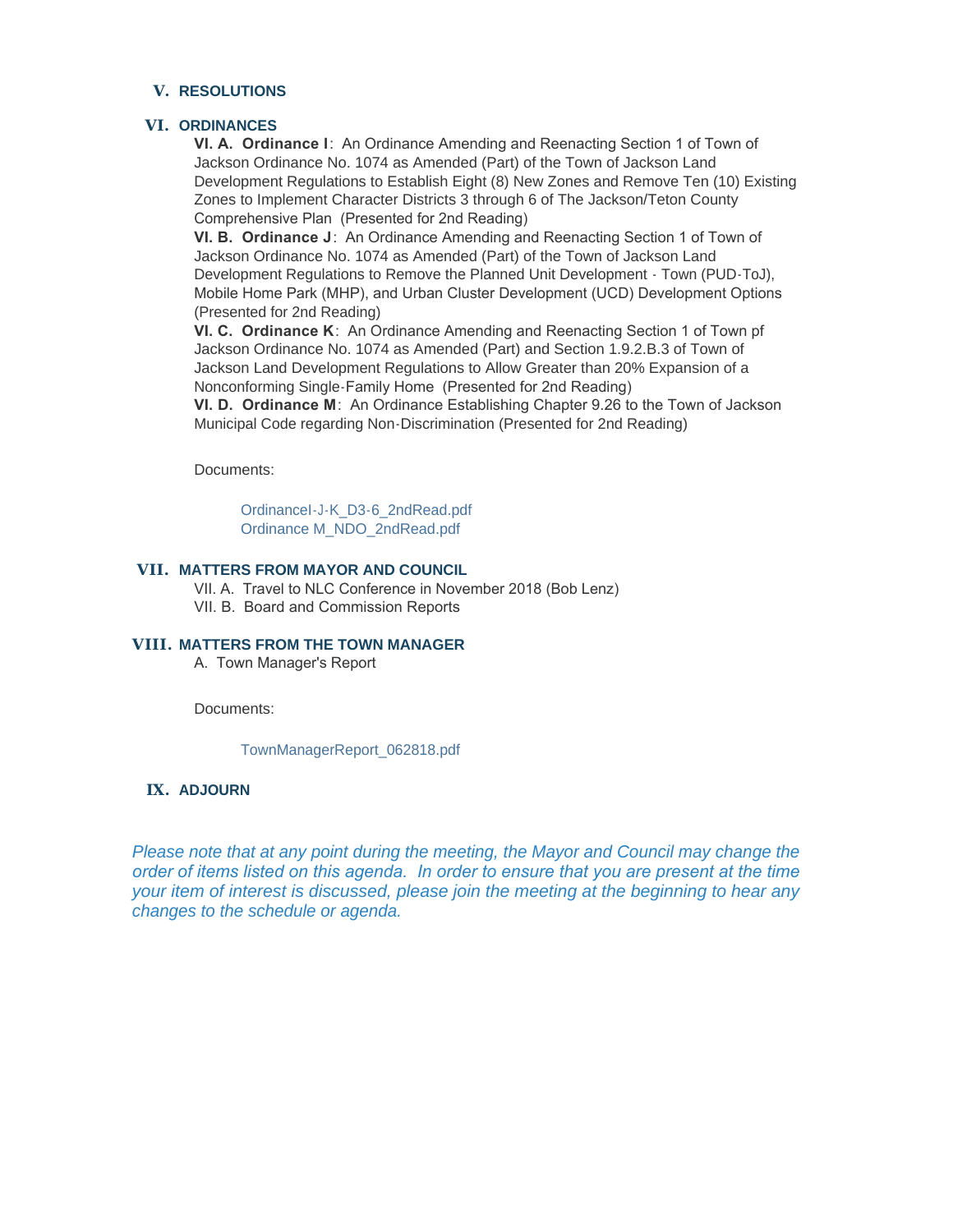## V. RESOLUTIONS

## VI. ORDINANCES

**VI. A. Ordinance I**: An Ordinance Amending and Reenacting Section 1 of Town of Jackson Ordinance No. 1074 as Amended (Part) of the Town of Jackson Land Development Regulations to Establish Eight (8) New Zones and Remove Ten (10) Existing Zones to Implement Character Districts 3 through 6 of The Jackson/Teton County Comprehensive Plan (Presented for 2nd Reading)

**VI. B. Ordinance J**: An Ordinance Amending and Reenacting Section 1 of Town of Jackson Ordinance No. 1074 as Amended (Part) of the Town of Jackson Land Development Regulations to Remove the Planned Unit Development - Town (PUD-ToJ), Mobile Home Park (MHP), and Urban Cluster Development (UCD) Development Options (Presented for 2nd Reading)

**VI. C. Ordinance K**: An Ordinance Amending and Reenacting Section 1 of Town pf Jackson Ordinance No. 1074 as Amended (Part) and Section 1.9.2.B.3 of Town of Jackson Land Development Regulations to Allow Greater than 20% Expansion of a Nonconforming Single-Family Home (Presented for 2nd Reading)

**VI. D. Ordinance M**: An Ordinance Establishing Chapter 9.26 to the Town of Jackson Municipal Code regarding Non-Discrimination (Presented for 2nd Reading)

Documents:

OrdinanceI-J-K_D3-6_2ndRead.pdf
Ordinance M_NDO_2ndRead.pdf

## VII. MATTERS FROM MAYOR AND COUNCIL

VII. A. Travel to NLC Conference in November 2018 (Bob Lenz)
VII. B. Board and Commission Reports

## VIII. MATTERS FROM THE TOWN MANAGER

A. Town Manager's Report

Documents:

TownManagerReport_062818.pdf

## IX. ADJOURN

*Please note that at any point during the meeting, the Mayor and Council may change the order of items listed on this agenda. In order to ensure that you are present at the time your item of interest is discussed, please join the meeting at the beginning to hear any changes to the schedule or agenda.*